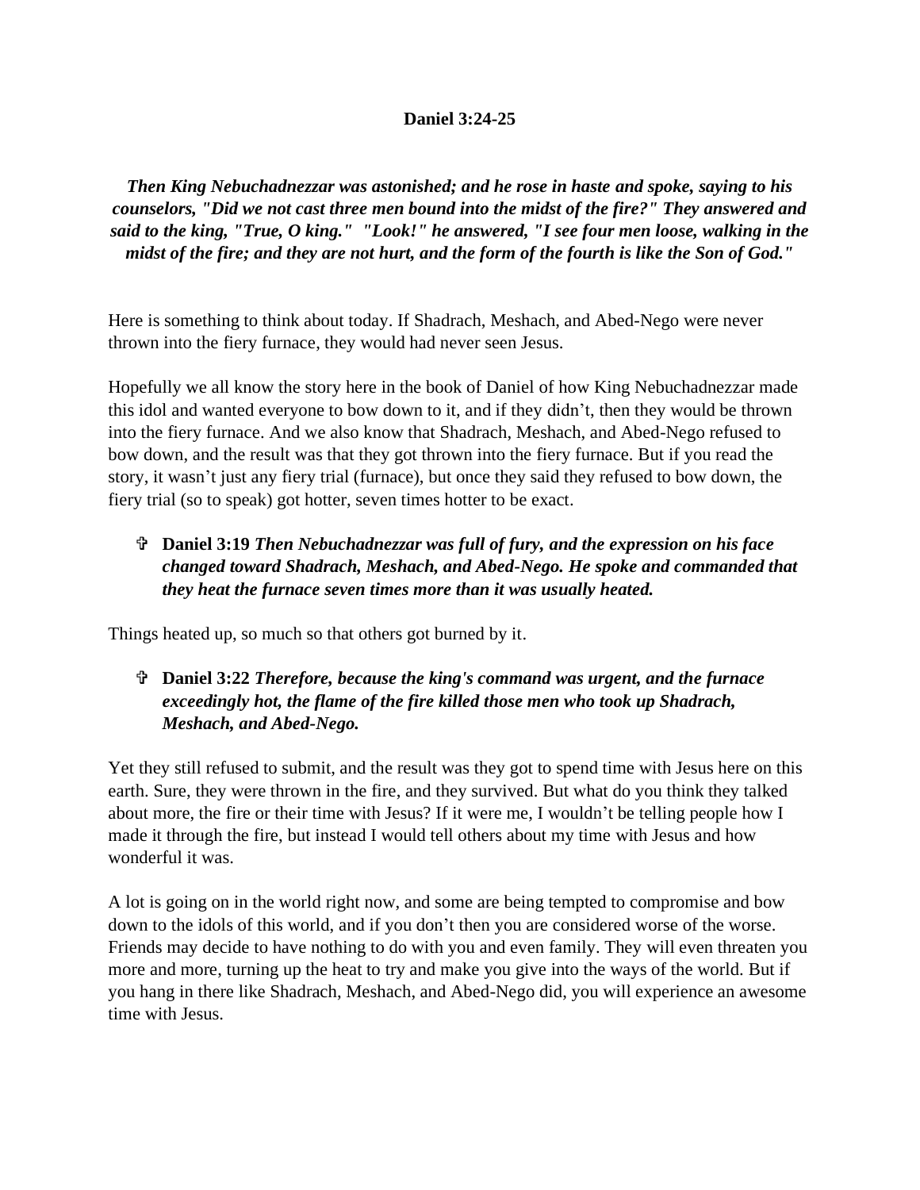**Daniel 3:24-25**

***Then King Nebuchadnezzar was astonished; and he rose in haste and spoke, saying to his counselors, "Did we not cast three men bound into the midst of the fire?" They answered and said to the king, "True, O king." "Look!" he answered, "I see four men loose, walking in the midst of the fire; and they are not hurt, and the form of the fourth is like the Son of God."***

Here is something to think about today. If Shadrach, Meshach, and Abed-Nego were never thrown into the fiery furnace, they would had never seen Jesus.

Hopefully we all know the story here in the book of Daniel of how King Nebuchadnezzar made this idol and wanted everyone to bow down to it, and if they didn't, then they would be thrown into the fiery furnace. And we also know that Shadrach, Meshach, and Abed-Nego refused to bow down, and the result was that they got thrown into the fiery furnace. But if you read the story, it wasn't just any fiery trial (furnace), but once they said they refused to bow down, the fiery trial (so to speak) got hotter, seven times hotter to be exact.

- ✞ **Daniel 3:19** ***Then Nebuchadnezzar was full of fury, and the expression on his face changed toward Shadrach, Meshach, and Abed-Nego. He spoke and commanded that they heat the furnace seven times more than it was usually heated.***

Things heated up, so much so that others got burned by it.

- ✞ **Daniel 3:22** ***Therefore, because the king's command was urgent, and the furnace exceedingly hot, the flame of the fire killed those men who took up Shadrach, Meshach, and Abed-Nego.***

Yet they still refused to submit, and the result was they got to spend time with Jesus here on this earth. Sure, they were thrown in the fire, and they survived. But what do you think they talked about more, the fire or their time with Jesus? If it were me, I wouldn't be telling people how I made it through the fire, but instead I would tell others about my time with Jesus and how wonderful it was.

A lot is going on in the world right now, and some are being tempted to compromise and bow down to the idols of this world, and if you don't then you are considered worse of the worse. Friends may decide to have nothing to do with you and even family. They will even threaten you more and more, turning up the heat to try and make you give into the ways of the world. But if you hang in there like Shadrach, Meshach, and Abed-Nego did, you will experience an awesome time with Jesus.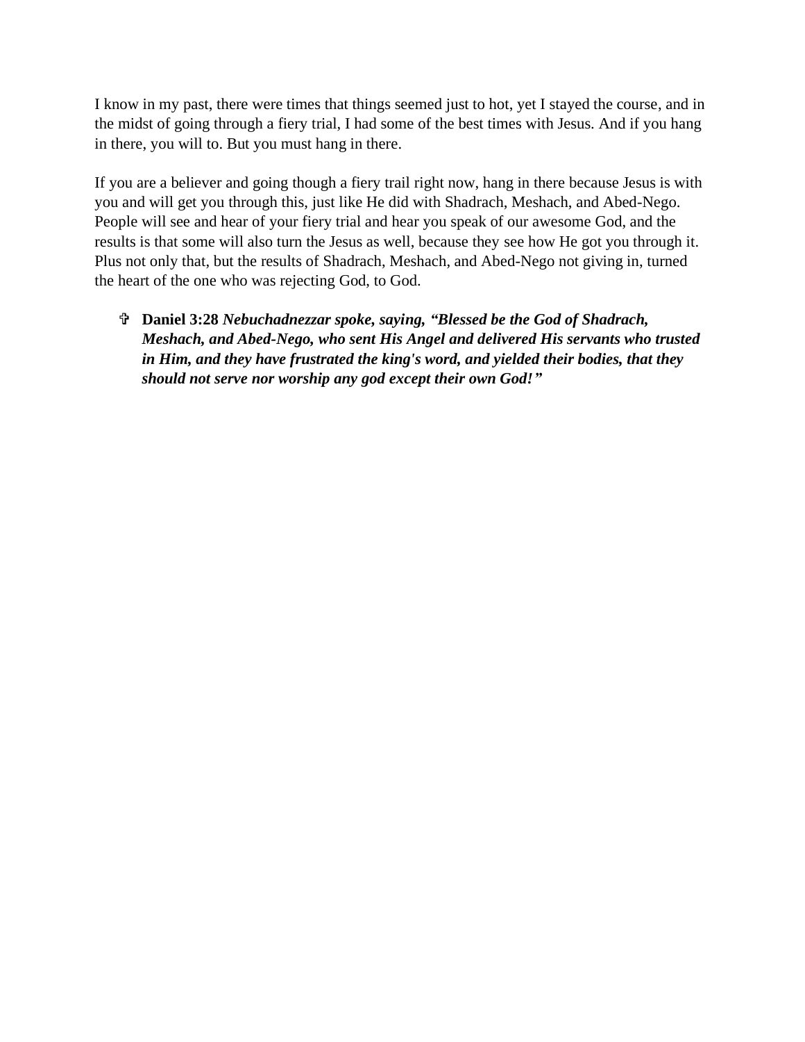I know in my past, there were times that things seemed just to hot, yet I stayed the course, and in the midst of going through a fiery trial, I had some of the best times with Jesus. And if you hang in there, you will to. But you must hang in there.

If you are a believer and going though a fiery trail right now, hang in there because Jesus is with you and will get you through this, just like He did with Shadrach, Meshach, and Abed-Nego. People will see and hear of your fiery trial and hear you speak of our awesome God, and the results is that some will also turn the Jesus as well, because they see how He got you through it. Plus not only that, but the results of Shadrach, Meshach, and Abed-Nego not giving in, turned the heart of the one who was rejecting God, to God.

- ✞ **Daniel 3:28** ***Nebuchadnezzar spoke, saying, "Blessed be the God of Shadrach, Meshach, and Abed-Nego, who sent His Angel and delivered His servants who trusted in Him, and they have frustrated the king's word, and yielded their bodies, that they should not serve nor worship any god except their own God!"***